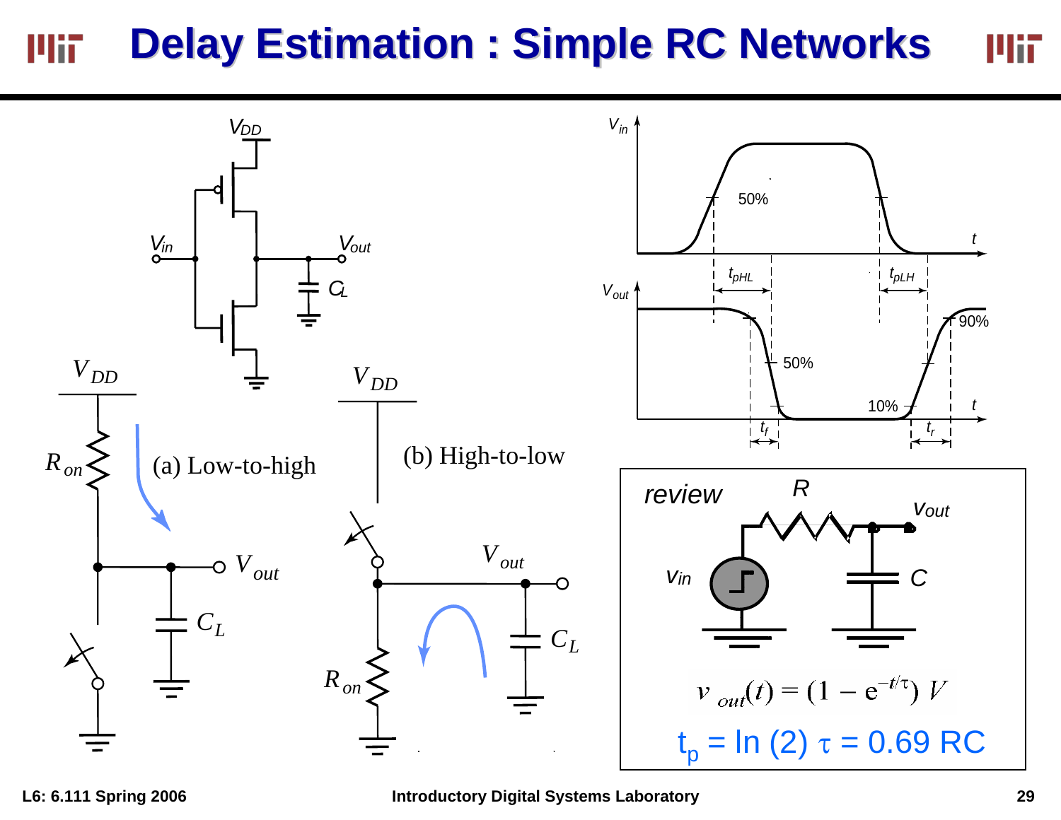# Delay Estimation : Simple RC Networks

(a) Low-to-high

(b) High-to-low

*review*

$$v_{out}(t) = (1 - e^{-t/\tau})\, V$$

$t_p = \ln(2)\, \tau = 0.69\, RC$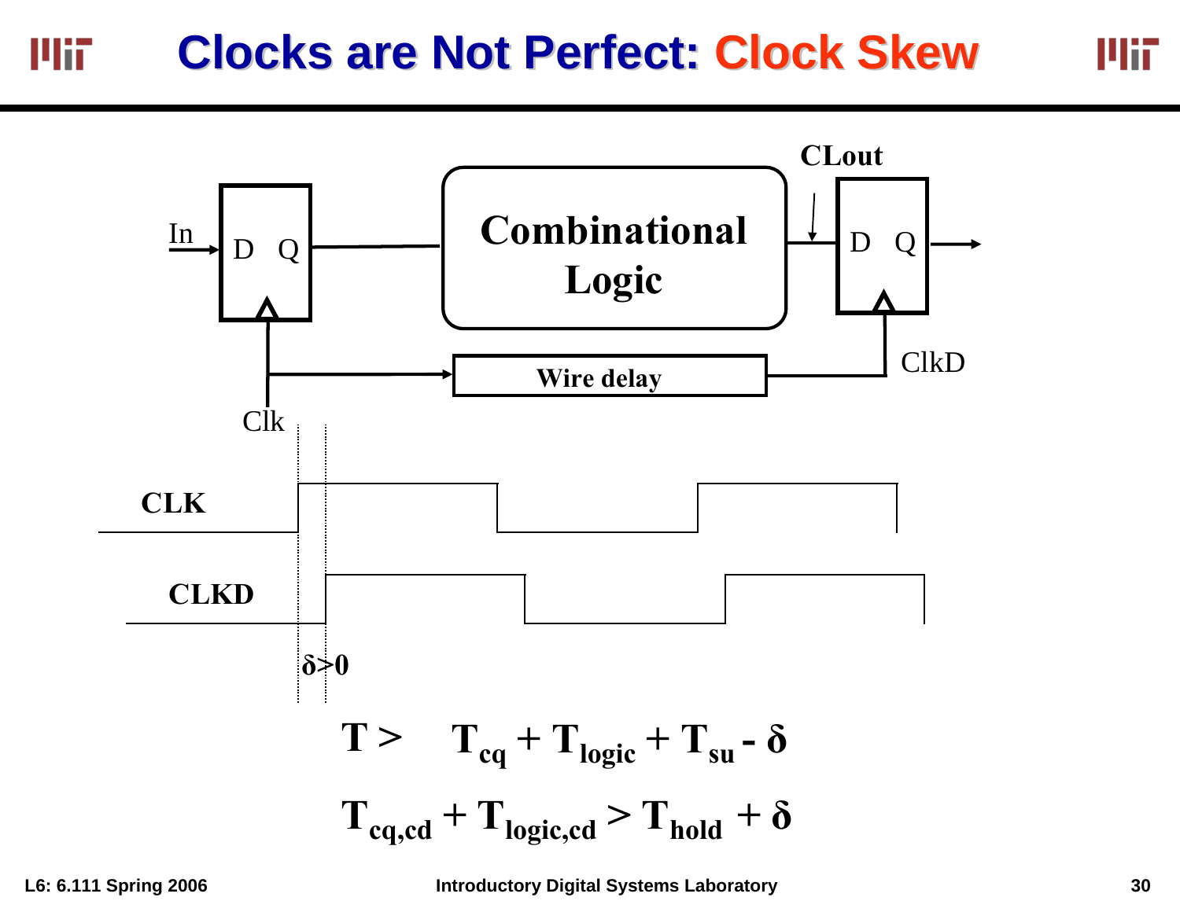# Clocks are Not Perfect: Clock Skew

In

D Q

Combinational Logic

CLout

D Q

Wire delay

ClkD

Clk

CLK

CLKD

δ>0

$$T > \quad T_{cq} + T_{logic} + T_{su} - \delta$$

$$T_{cq,cd} + T_{logic,cd} > T_{hold} + \delta$$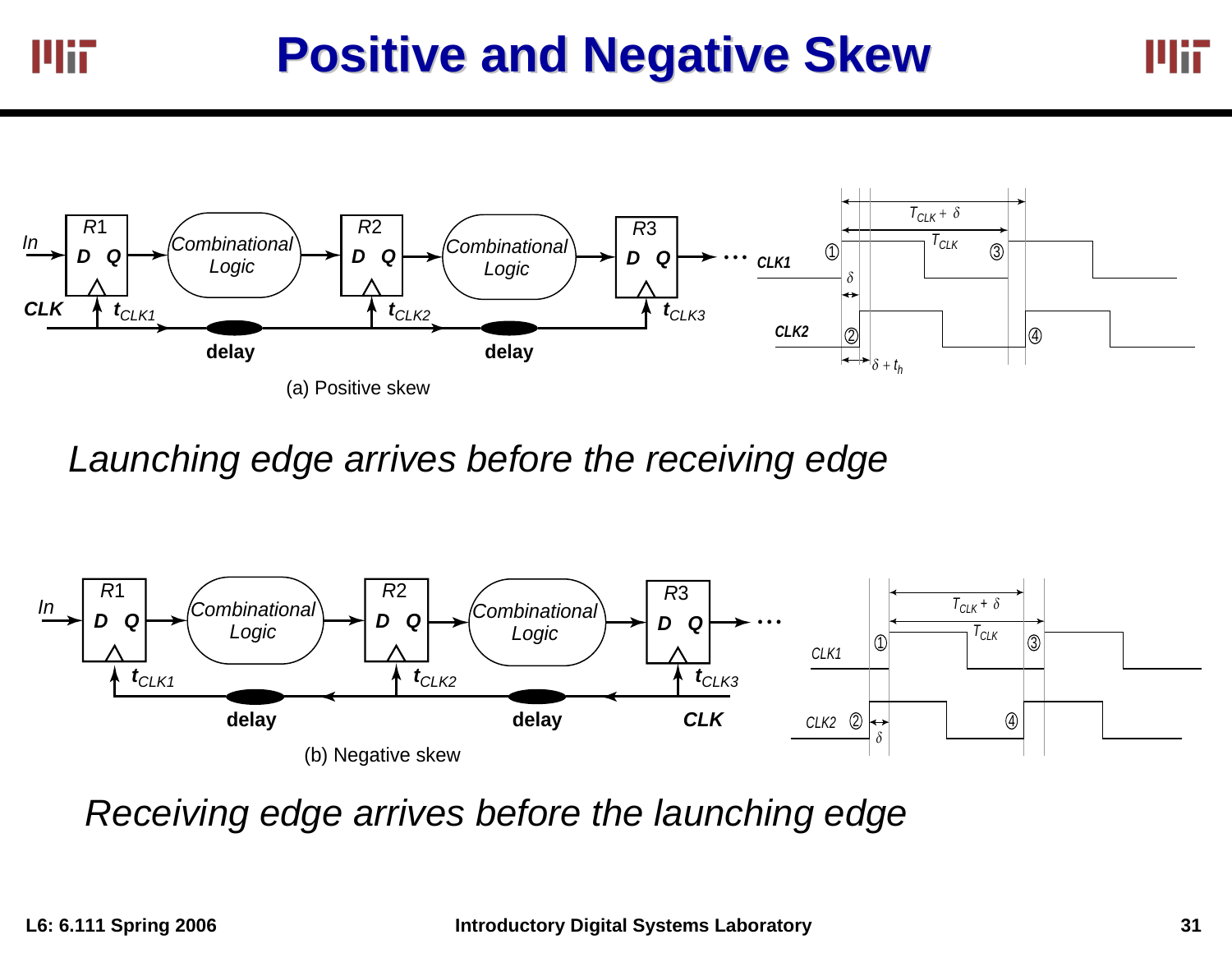# Positive and Negative Skew

(a) Positive skew

*Launching edge arrives before the receiving edge*

(b) Negative skew

*Receiving edge arrives before the launching edge*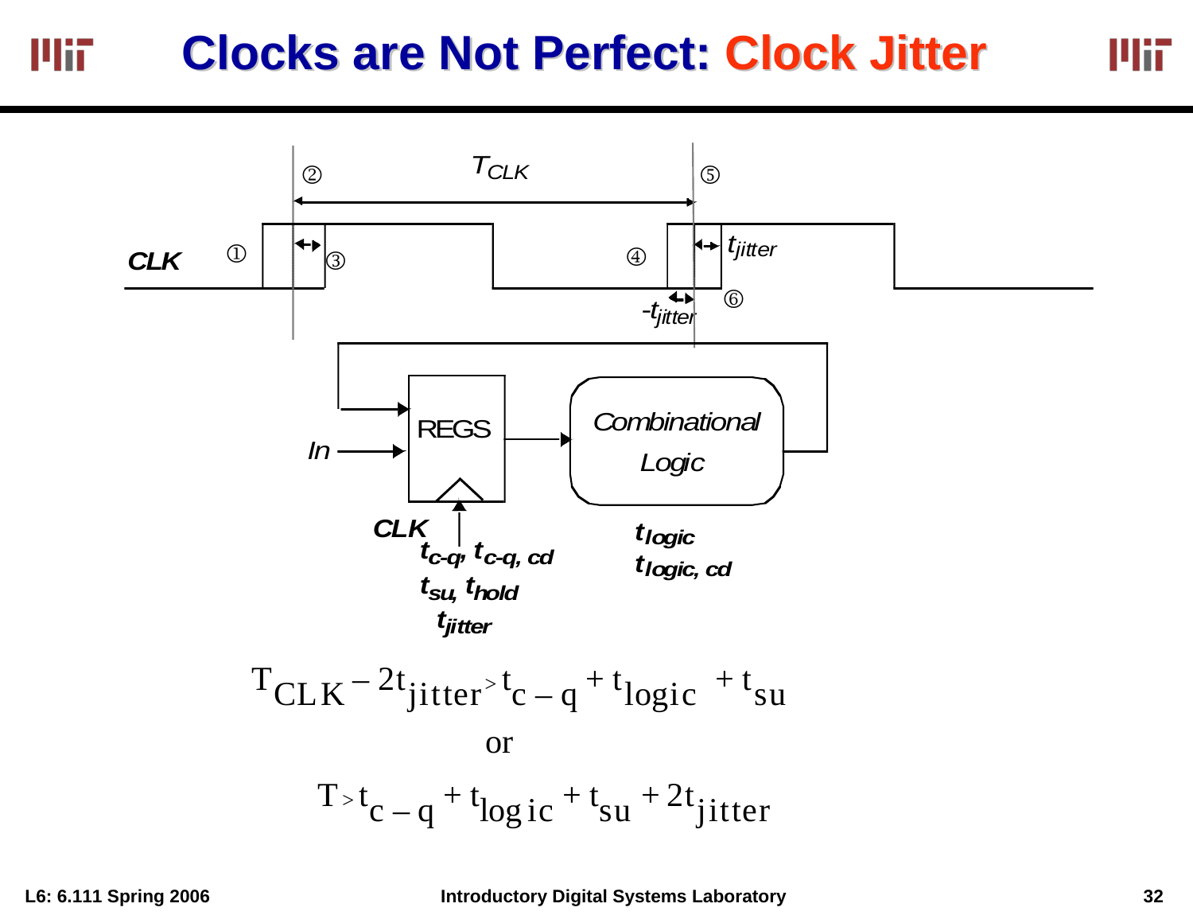# Clocks are Not Perfect: Clock Jitter

CLK

①

②

③

$T_{CLK}$

④

⑤

⑥

$t_{jitter}$

$-t_{jitter}$

REGS

In

CLK

Combinational Logic

$t_{c\text{-}q}$, $t_{c\text{-}q,\,cd}$

$t_{su}$, $t_{hold}$

$t_{jitter}$

$t_{logic}$

$t_{logic,\,cd}$

$$T_{CLK} - 2t_{jitter} > t_{c-q} + t_{logic} + t_{su}$$

or

$$T > t_{c-q} + t_{logic} + t_{su} + 2t_{jitter}$$